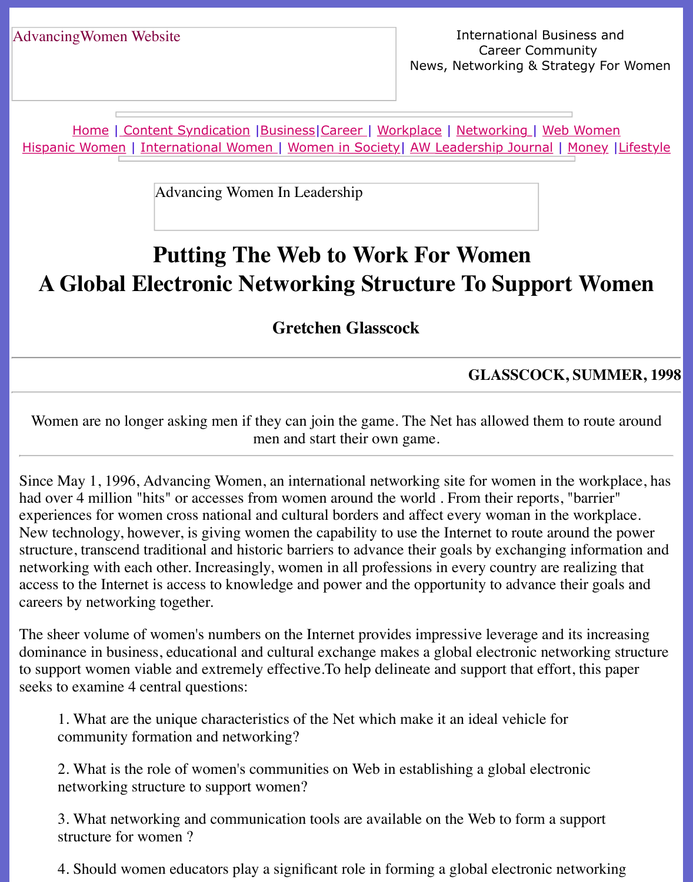AdvancingWomen Website

International Business and Career Community
News, Networking & Strategy For Women

Home | Content Syndication | Business | Career | Workplace | Networking | Web Women
Hispanic Women | International Women | Women in Society | AW Leadership Journal | Money | Lifestyle

Advancing Women In Leadership

# Putting The Web to Work For Women
# A Global Electronic Networking Structure To Support Women

### Gretchen Glasscock

**GLASSCOCK, SUMMER, 1998**

Women are no longer asking men if they can join the game. The Net has allowed them to route around men and start their own game.

Since May 1, 1996, Advancing Women, an international networking site for women in the workplace, has had over 4 million "hits" or accesses from women around the world . From their reports, "barrier" experiences for women cross national and cultural borders and affect every woman in the workplace. New technology, however, is giving women the capability to use the Internet to route around the power structure, transcend traditional and historic barriers to advance their goals by exchanging information and networking with each other. Increasingly, women in all professions in every country are realizing that access to the Internet is access to knowledge and power and the opportunity to advance their goals and careers by networking together.

The sheer volume of women's numbers on the Internet provides impressive leverage and its increasing dominance in business, educational and cultural exchange makes a global electronic networking structure to support women viable and extremely effective.To help delineate and support that effort, this paper seeks to examine 4 central questions:

1. What are the unique characteristics of the Net which make it an ideal vehicle for community formation and networking?

2. What is the role of women's communities on Web in establishing a global electronic networking structure to support women?

3. What networking and communication tools are available on the Web to form a support structure for women ?

4. Should women educators play a significant role in forming a global electronic networking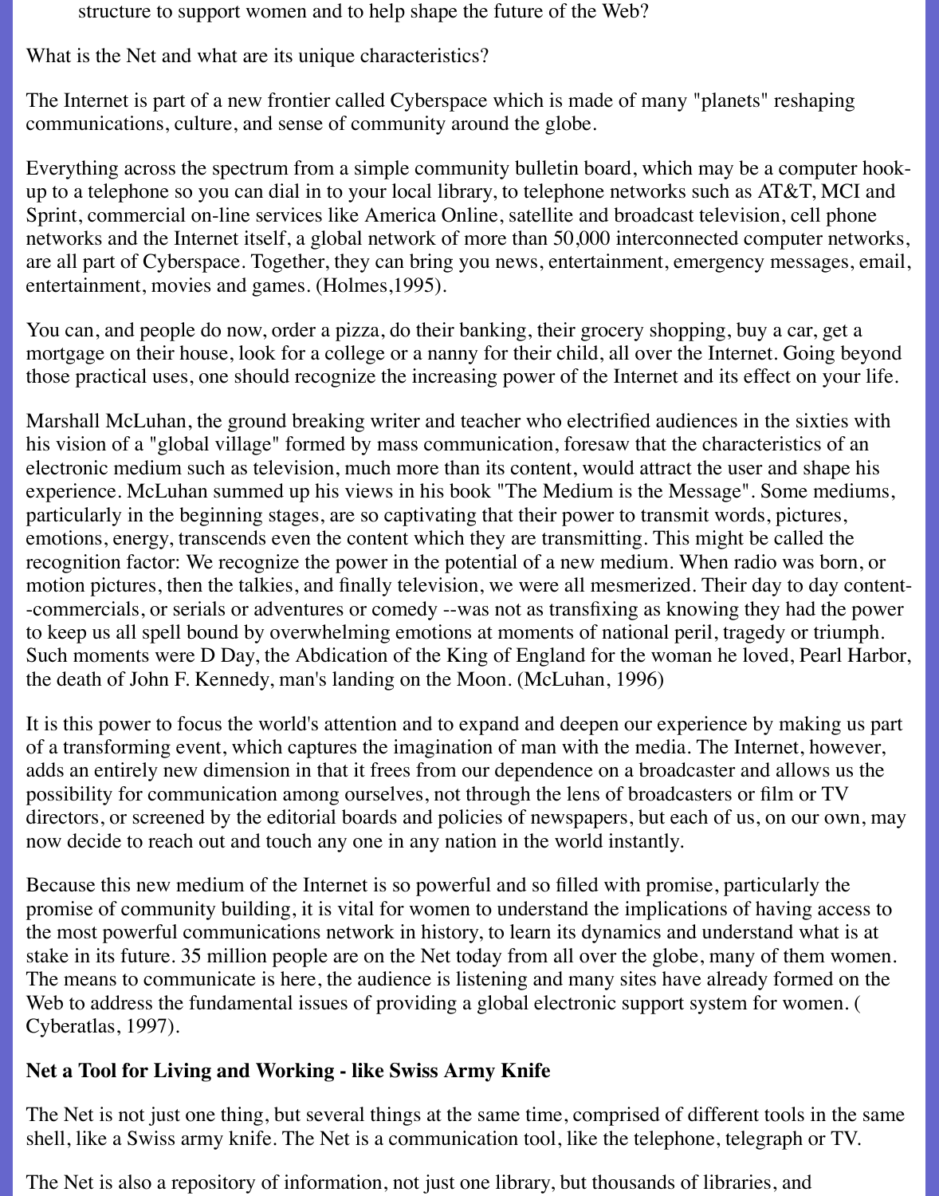structure to support women and to help shape the future of the Web?

What is the Net and what are its unique characteristics?

The Internet is part of a new frontier called Cyberspace which is made of many "planets" reshaping communications, culture, and sense of community around the globe.

Everything across the spectrum from a simple community bulletin board, which may be a computer hook-up to a telephone so you can dial in to your local library, to telephone networks such as AT&T, MCI and Sprint, commercial on-line services like America Online, satellite and broadcast television, cell phone networks and the Internet itself, a global network of more than 50,000 interconnected computer networks, are all part of Cyberspace. Together, they can bring you news, entertainment, emergency messages, email, entertainment, movies and games. (Holmes,1995).

You can, and people do now, order a pizza, do their banking, their grocery shopping, buy a car, get a mortgage on their house, look for a college or a nanny for their child, all over the Internet. Going beyond those practical uses, one should recognize the increasing power of the Internet and its effect on your life.

Marshall McLuhan, the ground breaking writer and teacher who electrified audiences in the sixties with his vision of a "global village" formed by mass communication, foresaw that the characteristics of an electronic medium such as television, much more than its content, would attract the user and shape his experience. McLuhan summed up his views in his book "The Medium is the Message". Some mediums, particularly in the beginning stages, are so captivating that their power to transmit words, pictures, emotions, energy, transcends even the content which they are transmitting. This might be called the recognition factor: We recognize the power in the potential of a new medium. When radio was born, or motion pictures, then the talkies, and finally television, we were all mesmerized. Their day to day content--commercials, or serials or adventures or comedy --was not as transfixing as knowing they had the power to keep us all spell bound by overwhelming emotions at moments of national peril, tragedy or triumph. Such moments were D Day, the Abdication of the King of England for the woman he loved, Pearl Harbor, the death of John F. Kennedy, man's landing on the Moon. (McLuhan, 1996)

It is this power to focus the world's attention and to expand and deepen our experience by making us part of a transforming event, which captures the imagination of man with the media. The Internet, however, adds an entirely new dimension in that it frees from our dependence on a broadcaster and allows us the possibility for communication among ourselves, not through the lens of broadcasters or film or TV directors, or screened by the editorial boards and policies of newspapers, but each of us, on our own, may now decide to reach out and touch any one in any nation in the world instantly.

Because this new medium of the Internet is so powerful and so filled with promise, particularly the promise of community building, it is vital for women to understand the implications of having access to the most powerful communications network in history, to learn its dynamics and understand what is at stake in its future. 35 million people are on the Net today from all over the globe, many of them women. The means to communicate is here, the audience is listening and many sites have already formed on the Web to address the fundamental issues of providing a global electronic support system for women. ( Cyberatlas, 1997).

**Net a Tool for Living and Working - like Swiss Army Knife**

The Net is not just one thing, but several things at the same time, comprised of different tools in the same shell, like a Swiss army knife. The Net is a communication tool, like the telephone, telegraph or TV.

The Net is also a repository of information, not just one library, but thousands of libraries, and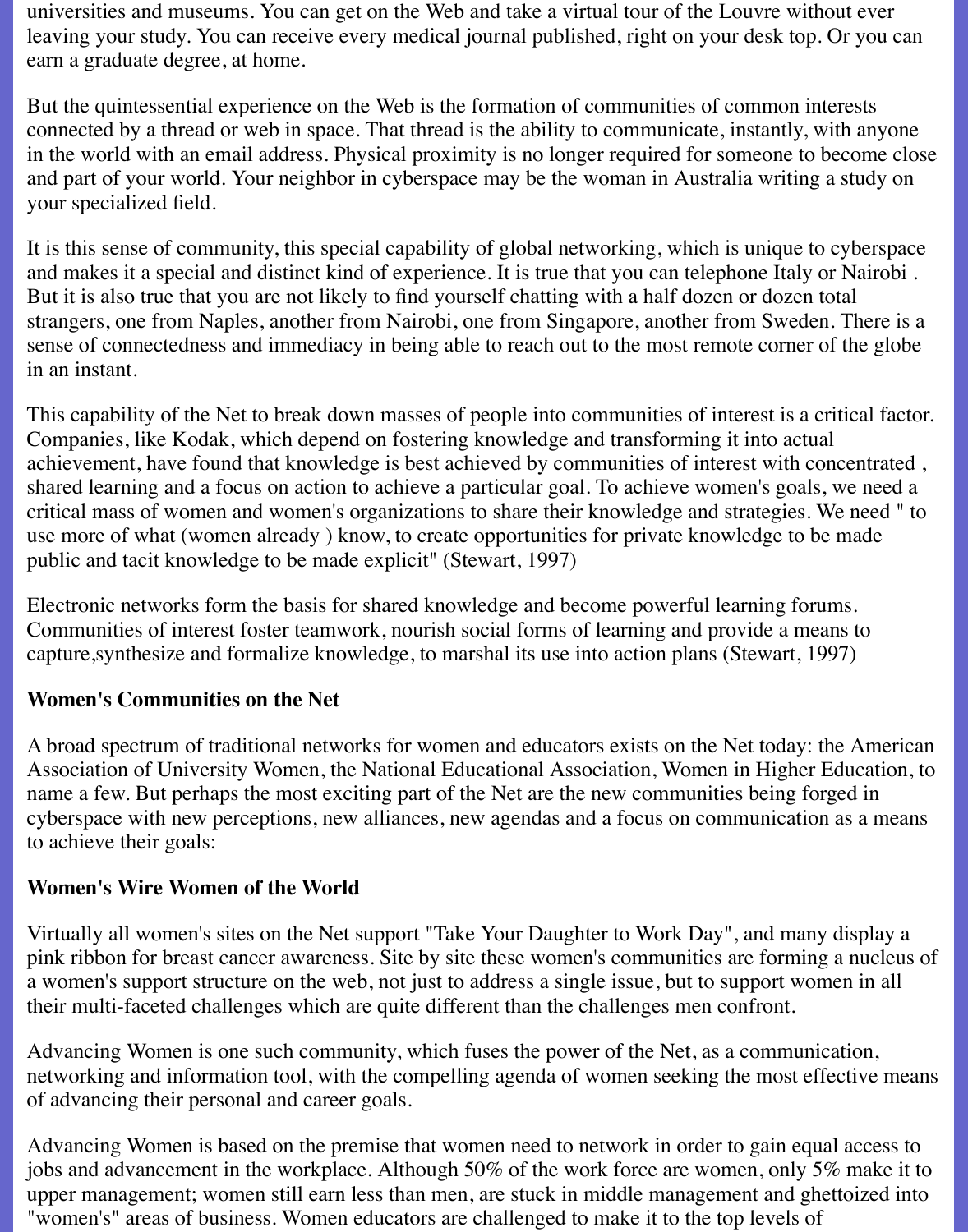universities and museums. You can get on the Web and take a virtual tour of the Louvre without ever leaving your study. You can receive every medical journal published, right on your desk top. Or you can earn a graduate degree, at home.

But the quintessential experience on the Web is the formation of communities of common interests connected by a thread or web in space. That thread is the ability to communicate, instantly, with anyone in the world with an email address. Physical proximity is no longer required for someone to become close and part of your world. Your neighbor in cyberspace may be the woman in Australia writing a study on your specialized field.

It is this sense of community, this special capability of global networking, which is unique to cyberspace and makes it a special and distinct kind of experience. It is true that you can telephone Italy or Nairobi . But it is also true that you are not likely to find yourself chatting with a half dozen or dozen total strangers, one from Naples, another from Nairobi, one from Singapore, another from Sweden. There is a sense of connectedness and immediacy in being able to reach out to the most remote corner of the globe in an instant.

This capability of the Net to break down masses of people into communities of interest is a critical factor. Companies, like Kodak, which depend on fostering knowledge and transforming it into actual achievement, have found that knowledge is best achieved by communities of interest with concentrated , shared learning and a focus on action to achieve a particular goal. To achieve women's goals, we need a critical mass of women and women's organizations to share their knowledge and strategies. We need " to use more of what (women already ) know, to create opportunities for private knowledge to be made public and tacit knowledge to be made explicit" (Stewart, 1997)

Electronic networks form the basis for shared knowledge and become powerful learning forums. Communities of interest foster teamwork, nourish social forms of learning and provide a means to capture,synthesize and formalize knowledge, to marshal its use into action plans (Stewart, 1997)

**Women's Communities on the Net**

A broad spectrum of traditional networks for women and educators exists on the Net today: the American Association of University Women, the National Educational Association, Women in Higher Education, to name a few. But perhaps the most exciting part of the Net are the new communities being forged in cyberspace with new perceptions, new alliances, new agendas and a focus on communication as a means to achieve their goals:

**Women's Wire Women of the World**

Virtually all women's sites on the Net support "Take Your Daughter to Work Day", and many display a pink ribbon for breast cancer awareness. Site by site these women's communities are forming a nucleus of a women's support structure on the web, not just to address a single issue, but to support women in all their multi-faceted challenges which are quite different than the challenges men confront.

Advancing Women is one such community, which fuses the power of the Net, as a communication, networking and information tool, with the compelling agenda of women seeking the most effective means of advancing their personal and career goals.

Advancing Women is based on the premise that women need to network in order to gain equal access to jobs and advancement in the workplace. Although 50% of the work force are women, only 5% make it to upper management; women still earn less than men, are stuck in middle management and ghettoized into "women's" areas of business. Women educators are challenged to make it to the top levels of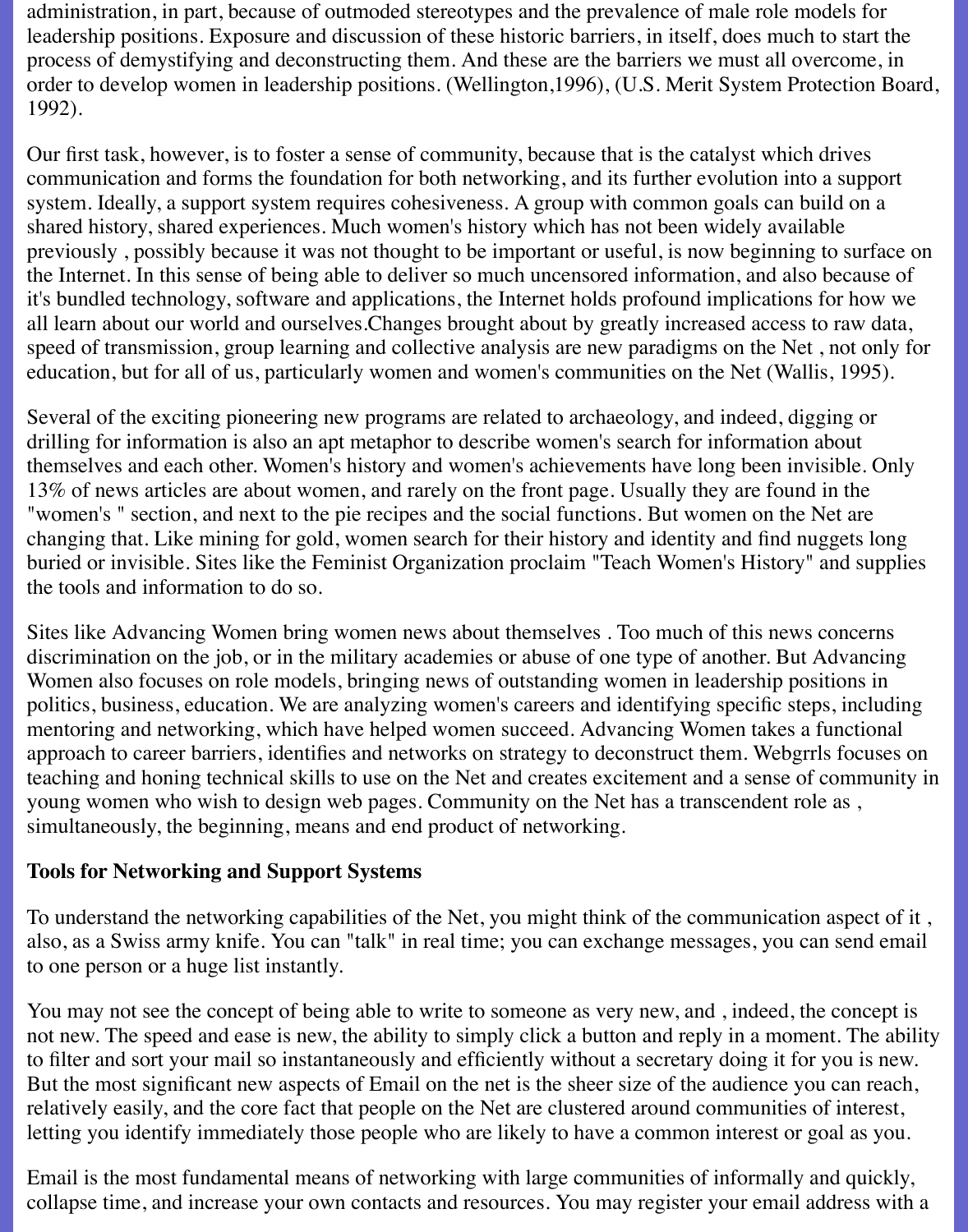administration, in part, because of outmoded stereotypes and the prevalence of male role models for leadership positions. Exposure and discussion of these historic barriers, in itself, does much to start the process of demystifying and deconstructing them. And these are the barriers we must all overcome, in order to develop women in leadership positions. (Wellington,1996), (U.S. Merit System Protection Board, 1992).

Our first task, however, is to foster a sense of community, because that is the catalyst which drives communication and forms the foundation for both networking, and its further evolution into a support system. Ideally, a support system requires cohesiveness. A group with common goals can build on a shared history, shared experiences. Much women's history which has not been widely available previously , possibly because it was not thought to be important or useful, is now beginning to surface on the Internet. In this sense of being able to deliver so much uncensored information, and also because of it's bundled technology, software and applications, the Internet holds profound implications for how we all learn about our world and ourselves.Changes brought about by greatly increased access to raw data, speed of transmission, group learning and collective analysis are new paradigms on the Net , not only for education, but for all of us, particularly women and women's communities on the Net (Wallis, 1995).

Several of the exciting pioneering new programs are related to archaeology, and indeed, digging or drilling for information is also an apt metaphor to describe women's search for information about themselves and each other. Women's history and women's achievements have long been invisible. Only 13% of news articles are about women, and rarely on the front page. Usually they are found in the "women's " section, and next to the pie recipes and the social functions. But women on the Net are changing that. Like mining for gold, women search for their history and identity and find nuggets long buried or invisible. Sites like the Feminist Organization proclaim "Teach Women's History" and supplies the tools and information to do so.

Sites like Advancing Women bring women news about themselves . Too much of this news concerns discrimination on the job, or in the military academies or abuse of one type of another. But Advancing Women also focuses on role models, bringing news of outstanding women in leadership positions in politics, business, education. We are analyzing women's careers and identifying specific steps, including mentoring and networking, which have helped women succeed. Advancing Women takes a functional approach to career barriers, identifies and networks on strategy to deconstruct them. Webgrrls focuses on teaching and honing technical skills to use on the Net and creates excitement and a sense of community in young women who wish to design web pages. Community on the Net has a transcendent role as , simultaneously, the beginning, means and end product of networking.

**Tools for Networking and Support Systems**

To understand the networking capabilities of the Net, you might think of the communication aspect of it , also, as a Swiss army knife. You can "talk" in real time; you can exchange messages, you can send email to one person or a huge list instantly.

You may not see the concept of being able to write to someone as very new, and , indeed, the concept is not new. The speed and ease is new, the ability to simply click a button and reply in a moment. The ability to filter and sort your mail so instantaneously and efficiently without a secretary doing it for you is new. But the most significant new aspects of Email on the net is the sheer size of the audience you can reach, relatively easily, and the core fact that people on the Net are clustered around communities of interest, letting you identify immediately those people who are likely to have a common interest or goal as you.

Email is the most fundamental means of networking with large communities of informally and quickly, collapse time, and increase your own contacts and resources. You may register your email address with a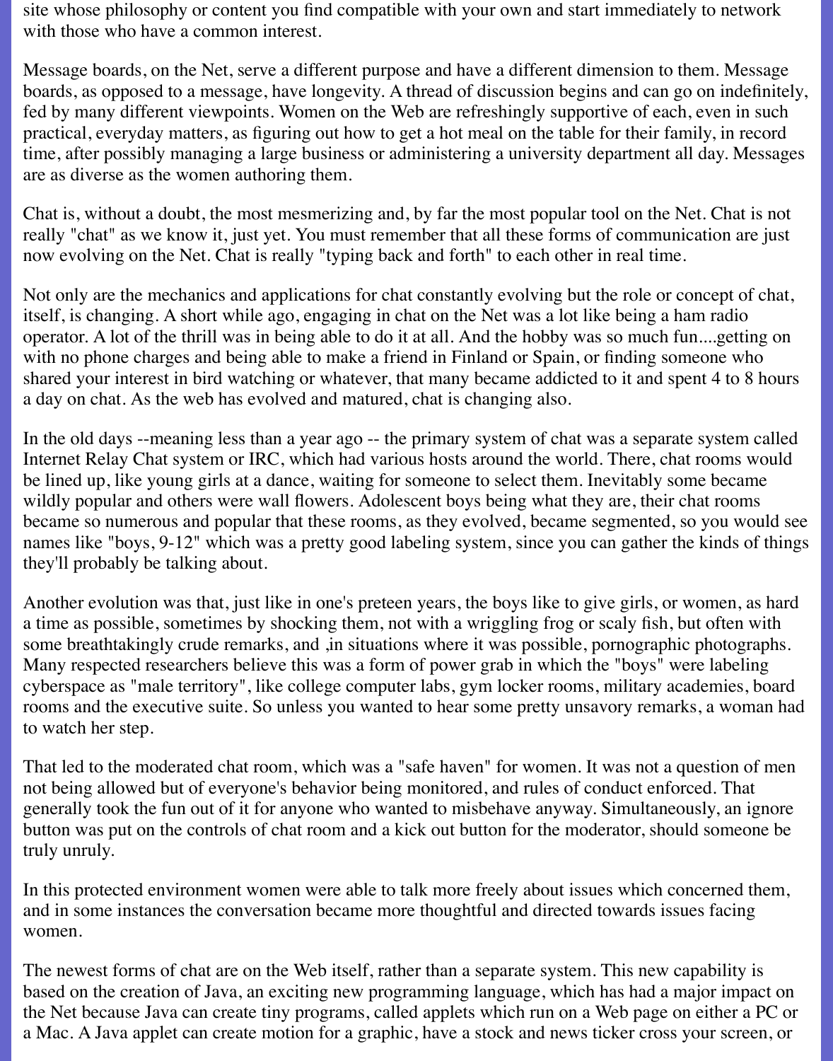site whose philosophy or content you find compatible with your own and start immediately to network with those who have a common interest.

Message boards, on the Net, serve a different purpose and have a different dimension to them. Message boards, as opposed to a message, have longevity. A thread of discussion begins and can go on indefinitely, fed by many different viewpoints. Women on the Web are refreshingly supportive of each, even in such practical, everyday matters, as figuring out how to get a hot meal on the table for their family, in record time, after possibly managing a large business or administering a university department all day. Messages are as diverse as the women authoring them.

Chat is, without a doubt, the most mesmerizing and, by far the most popular tool on the Net. Chat is not really "chat" as we know it, just yet. You must remember that all these forms of communication are just now evolving on the Net. Chat is really "typing back and forth" to each other in real time.

Not only are the mechanics and applications for chat constantly evolving but the role or concept of chat, itself, is changing. A short while ago, engaging in chat on the Net was a lot like being a ham radio operator. A lot of the thrill was in being able to do it at all. And the hobby was so much fun....getting on with no phone charges and being able to make a friend in Finland or Spain, or finding someone who shared your interest in bird watching or whatever, that many became addicted to it and spent 4 to 8 hours a day on chat. As the web has evolved and matured, chat is changing also.

In the old days --meaning less than a year ago -- the primary system of chat was a separate system called Internet Relay Chat system or IRC, which had various hosts around the world. There, chat rooms would be lined up, like young girls at a dance, waiting for someone to select them. Inevitably some became wildly popular and others were wall flowers. Adolescent boys being what they are, their chat rooms became so numerous and popular that these rooms, as they evolved, became segmented, so you would see names like "boys, 9-12" which was a pretty good labeling system, since you can gather the kinds of things they'll probably be talking about.

Another evolution was that, just like in one's preteen years, the boys like to give girls, or women, as hard a time as possible, sometimes by shocking them, not with a wriggling frog or scaly fish, but often with some breathtakingly crude remarks, and ,in situations where it was possible, pornographic photographs. Many respected researchers believe this was a form of power grab in which the "boys" were labeling cyberspace as "male territory", like college computer labs, gym locker rooms, military academies, board rooms and the executive suite. So unless you wanted to hear some pretty unsavory remarks, a woman had to watch her step.

That led to the moderated chat room, which was a "safe haven" for women. It was not a question of men not being allowed but of everyone's behavior being monitored, and rules of conduct enforced. That generally took the fun out of it for anyone who wanted to misbehave anyway. Simultaneously, an ignore button was put on the controls of chat room and a kick out button for the moderator, should someone be truly unruly.

In this protected environment women were able to talk more freely about issues which concerned them, and in some instances the conversation became more thoughtful and directed towards issues facing women.

The newest forms of chat are on the Web itself, rather than a separate system. This new capability is based on the creation of Java, an exciting new programming language, which has had a major impact on the Net because Java can create tiny programs, called applets which run on a Web page on either a PC or a Mac. A Java applet can create motion for a graphic, have a stock and news ticker cross your screen, or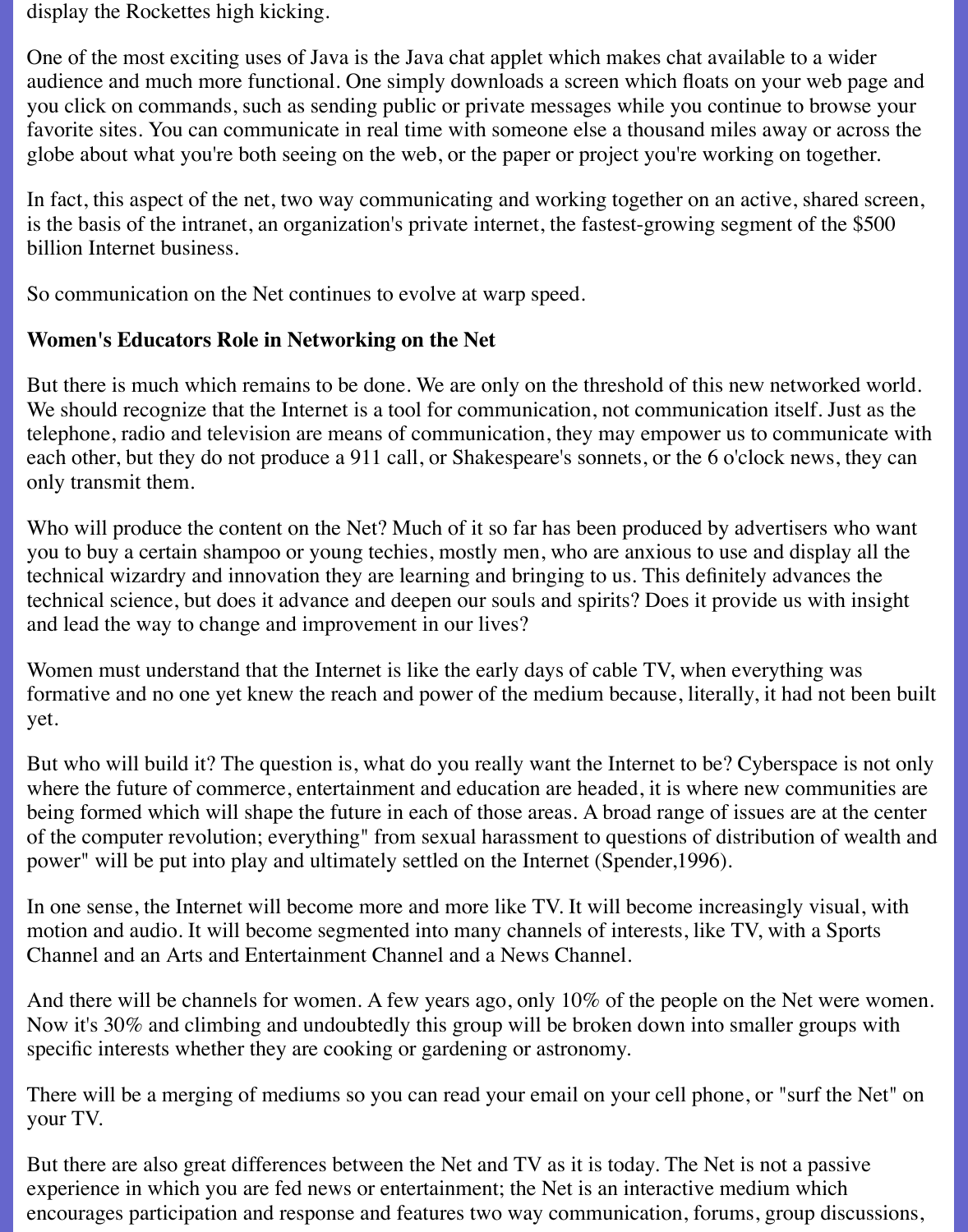display the Rockettes high kicking.

One of the most exciting uses of Java is the Java chat applet which makes chat available to a wider audience and much more functional. One simply downloads a screen which floats on your web page and you click on commands, such as sending public or private messages while you continue to browse your favorite sites. You can communicate in real time with someone else a thousand miles away or across the globe about what you're both seeing on the web, or the paper or project you're working on together.

In fact, this aspect of the net, two way communicating and working together on an active, shared screen, is the basis of the intranet, an organization's private internet, the fastest-growing segment of the $500 billion Internet business.

So communication on the Net continues to evolve at warp speed.

**Women's Educators Role in Networking on the Net**

But there is much which remains to be done. We are only on the threshold of this new networked world. We should recognize that the Internet is a tool for communication, not communication itself. Just as the telephone, radio and television are means of communication, they may empower us to communicate with each other, but they do not produce a 911 call, or Shakespeare's sonnets, or the 6 o'clock news, they can only transmit them.

Who will produce the content on the Net? Much of it so far has been produced by advertisers who want you to buy a certain shampoo or young techies, mostly men, who are anxious to use and display all the technical wizardry and innovation they are learning and bringing to us. This definitely advances the technical science, but does it advance and deepen our souls and spirits? Does it provide us with insight and lead the way to change and improvement in our lives?

Women must understand that the Internet is like the early days of cable TV, when everything was formative and no one yet knew the reach and power of the medium because, literally, it had not been built yet.

But who will build it? The question is, what do you really want the Internet to be? Cyberspace is not only where the future of commerce, entertainment and education are headed, it is where new communities are being formed which will shape the future in each of those areas. A broad range of issues are at the center of the computer revolution; everything" from sexual harassment to questions of distribution of wealth and power" will be put into play and ultimately settled on the Internet (Spender,1996).

In one sense, the Internet will become more and more like TV. It will become increasingly visual, with motion and audio. It will become segmented into many channels of interests, like TV, with a Sports Channel and an Arts and Entertainment Channel and a News Channel.

And there will be channels for women. A few years ago, only 10% of the people on the Net were women. Now it's 30% and climbing and undoubtedly this group will be broken down into smaller groups with specific interests whether they are cooking or gardening or astronomy.

There will be a merging of mediums so you can read your email on your cell phone, or "surf the Net" on your TV.

But there are also great differences between the Net and TV as it is today. The Net is not a passive experience in which you are fed news or entertainment; the Net is an interactive medium which encourages participation and response and features two way communication, forums, group discussions,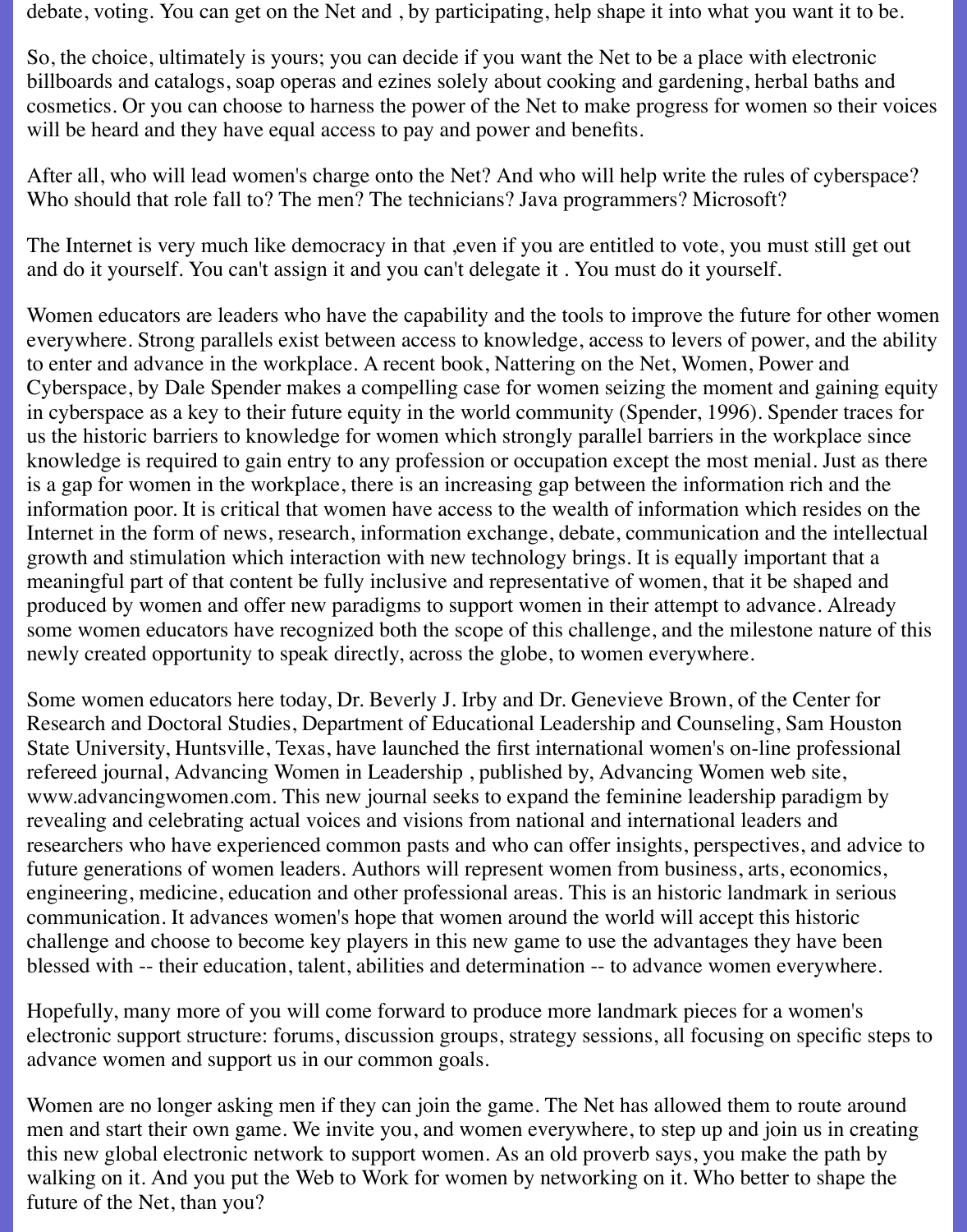debate, voting. You can get on the Net and , by participating, help shape it into what you want it to be.

So, the choice, ultimately is yours; you can decide if you want the Net to be a place with electronic billboards and catalogs, soap operas and ezines solely about cooking and gardening, herbal baths and cosmetics. Or you can choose to harness the power of the Net to make progress for women so their voices will be heard and they have equal access to pay and power and benefits.

After all, who will lead women's charge onto the Net? And who will help write the rules of cyberspace? Who should that role fall to? The men? The technicians? Java programmers? Microsoft?

The Internet is very much like democracy in that ,even if you are entitled to vote, you must still get out and do it yourself. You can't assign it and you can't delegate it . You must do it yourself.

Women educators are leaders who have the capability and the tools to improve the future for other women everywhere. Strong parallels exist between access to knowledge, access to levers of power, and the ability to enter and advance in the workplace. A recent book, Nattering on the Net, Women, Power and Cyberspace, by Dale Spender makes a compelling case for women seizing the moment and gaining equity in cyberspace as a key to their future equity in the world community (Spender, 1996). Spender traces for us the historic barriers to knowledge for women which strongly parallel barriers in the workplace since knowledge is required to gain entry to any profession or occupation except the most menial. Just as there is a gap for women in the workplace, there is an increasing gap between the information rich and the information poor. It is critical that women have access to the wealth of information which resides on the Internet in the form of news, research, information exchange, debate, communication and the intellectual growth and stimulation which interaction with new technology brings. It is equally important that a meaningful part of that content be fully inclusive and representative of women, that it be shaped and produced by women and offer new paradigms to support women in their attempt to advance. Already some women educators have recognized both the scope of this challenge, and the milestone nature of this newly created opportunity to speak directly, across the globe, to women everywhere.

Some women educators here today, Dr. Beverly J. Irby and Dr. Genevieve Brown, of the Center for Research and Doctoral Studies, Department of Educational Leadership and Counseling, Sam Houston State University, Huntsville, Texas, have launched the first international women's on-line professional refereed journal, Advancing Women in Leadership , published by, Advancing Women web site, www.advancingwomen.com. This new journal seeks to expand the feminine leadership paradigm by revealing and celebrating actual voices and visions from national and international leaders and researchers who have experienced common pasts and who can offer insights, perspectives, and advice to future generations of women leaders. Authors will represent women from business, arts, economics, engineering, medicine, education and other professional areas. This is an historic landmark in serious communication. It advances women's hope that women around the world will accept this historic challenge and choose to become key players in this new game to use the advantages they have been blessed with -- their education, talent, abilities and determination -- to advance women everywhere.

Hopefully, many more of you will come forward to produce more landmark pieces for a women's electronic support structure: forums, discussion groups, strategy sessions, all focusing on specific steps to advance women and support us in our common goals.

Women are no longer asking men if they can join the game. The Net has allowed them to route around men and start their own game. We invite you, and women everywhere, to step up and join us in creating this new global electronic network to support women. As an old proverb says, you make the path by walking on it. And you put the Web to Work for women by networking on it. Who better to shape the future of the Net, than you?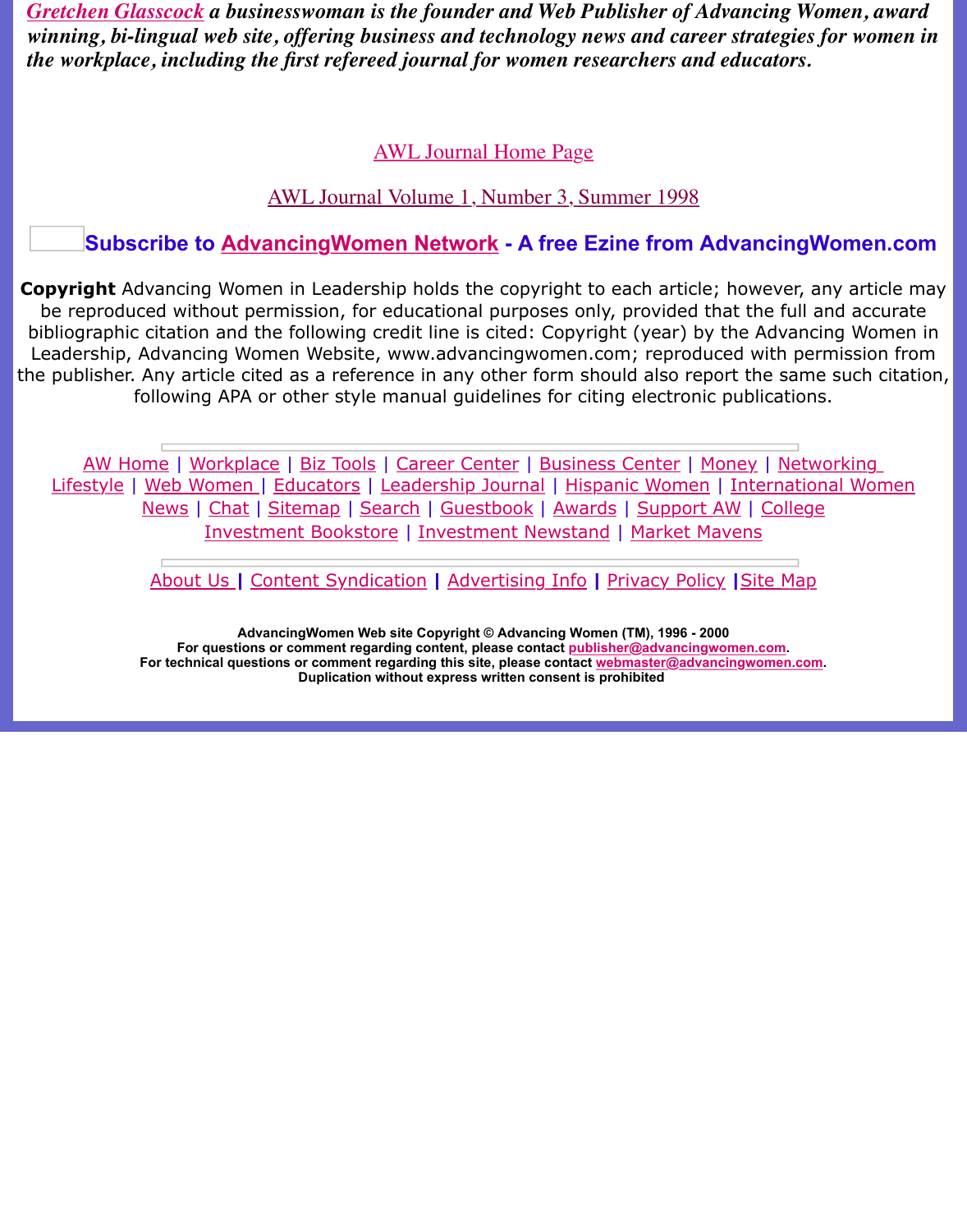***Gretchen Glasscock** a businesswoman is the founder and Web Publisher of Advancing Women, award winning, bi-lingual web site, offering business and technology news and career strategies for women in the workplace, including the first refereed journal for women researchers and educators.*

AWL Journal Home Page

AWL Journal Volume 1, Number 3, Summer 1998

**Subscribe to AdvancingWomen Network - A free Ezine from AdvancingWomen.com**

**Copyright** Advancing Women in Leadership holds the copyright to each article; however, any article may be reproduced without permission, for educational purposes only, provided that the full and accurate bibliographic citation and the following credit line is cited: Copyright (year) by the Advancing Women in Leadership, Advancing Women Website, www.advancingwomen.com; reproduced with permission from the publisher. Any article cited as a reference in any other form should also report the same such citation, following APA or other style manual guidelines for citing electronic publications.

---

AW Home | Workplace | Biz Tools | Career Center | Business Center | Money | Networking Lifestyle | Web Women | Educators | Leadership Journal | Hispanic Women | International Women News | Chat | Sitemap | Search | Guestbook | Awards | Support AW | College Investment Bookstore | Investment Newstand | Market Mavens

---

About Us | Content Syndication | Advertising Info | Privacy Policy | Site Map

**AdvancingWomen Web site Copyright © Advancing Women (TM), 1996 - 2000**
**For questions or comment regarding content, please contact publisher@advancingwomen.com.**
**For technical questions or comment regarding this site, please contact webmaster@advancingwomen.com.**
**Duplication without express written consent is prohibited**